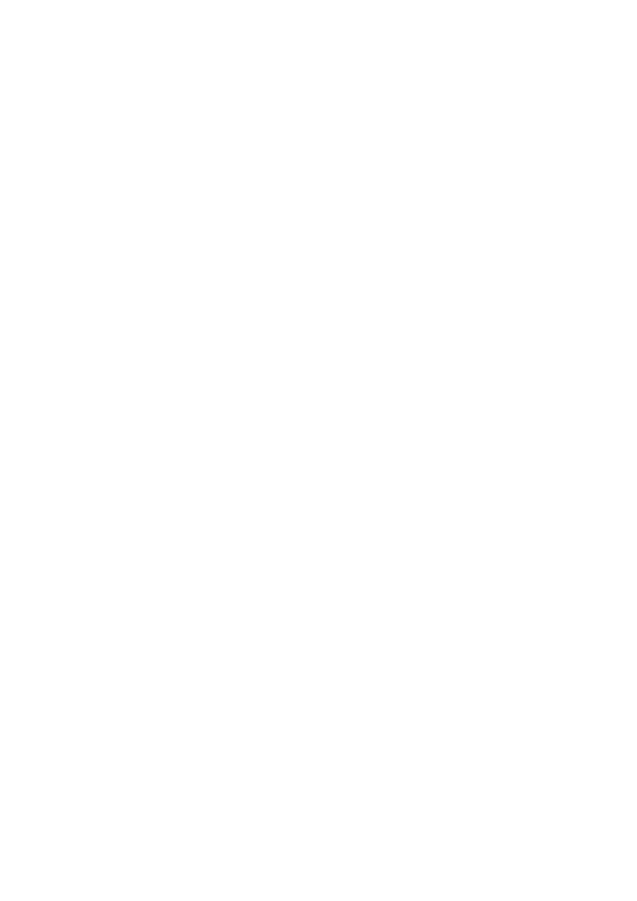## **KPMG Auditores, S.L.**

Torre Realia Plaça d'Europa, 41 08908 L'Hospitalet de Llobregat Barcelona

## **Auditors' Report on the Annual Accounts**

(Translation from the original in Spanish. In the event of discrepancy, the Spanish-language version prevails.)

To the sole shareholder of Laboratorios Ranbaxy, S.L. (Sociedad Unipersonal

1.We have audited the annual accounts of Laboratorios Ranbaxy, S.L.("the Company"), which comprise the balance sheet at 31 December 2013, the income statement, statement of changes in equity and statement of cash flows for the year then ended, and notes. The Directors are responsible for the preparation of these annual accounts in accordance with the financial reporting framework applicable to the entity, specified in note 2 to the accompanying annual accounts and, in particular, with the accounting principles and criteria set forth therein. Our responsibility is to express an opinion on these annual accounts taken as a whole, based on our audit. Except for the matters describe in paragraphs 2 and 3, we conducted our audit in accordance with prevailing legislation regulating the audit of accounts in Spain, which requires examining, on a test basis, evidence supporting the amounts and disclosures in the annual accounts and evaluating whether their overall presentation, the accounting principles and criteria used and the accounting estimates made comply with the applicable financial reporting framework.

2.The Company has recognised goodwill with a carrying amount of Euros 3,838,674 under intangible assets in the balance sheet at 31 December 2012. This goodwill arose on the merger by absorption in 2007 described in note 1 to the accompanying annual accounts, which has been fully impaired in 2013. As the Company did not provide us with financial budgets or projections that would have enabled us to evaluate the recoverability of this goodwill at the end of the prior year, causing our auditors' report on the accounts for the year ended 31 December 2012 to be qualified in this respect, we are unable to conclude as to the reasonableness of the impairment recognised in the income statement for 2013, which could have been necessary to recognise in prior years.

3.As specified in note 13 to the accompanying annual accounts, current provisions at 31December 2013 include Euros 366,930 corresponding to a provision for returns calculated based on the application of generic percentages to sales for the year then ended. In this respect, due to the change in the business model in 2013 described in note 2 to the annual accounts, the Company does not have sufficient historical information to enable us to conclude as to the reasonableness of the key assumptions used to calculate this provision.

4.The accompanying annual accounts do not include details of interests held by the directors and their related parties in companies with identical, similar or complementary statutory activities to that of the Company and positions held, as well as any duties and activities performed in such companies, in accordance with prevailing legislation. The notes to the annual accounts also fail to disclose all the information required by prevailing legislation regarding late payments to suppliers. Our audit opinion on the annual accounts for the year ended 31 December 2012 was also qualified in this respect.